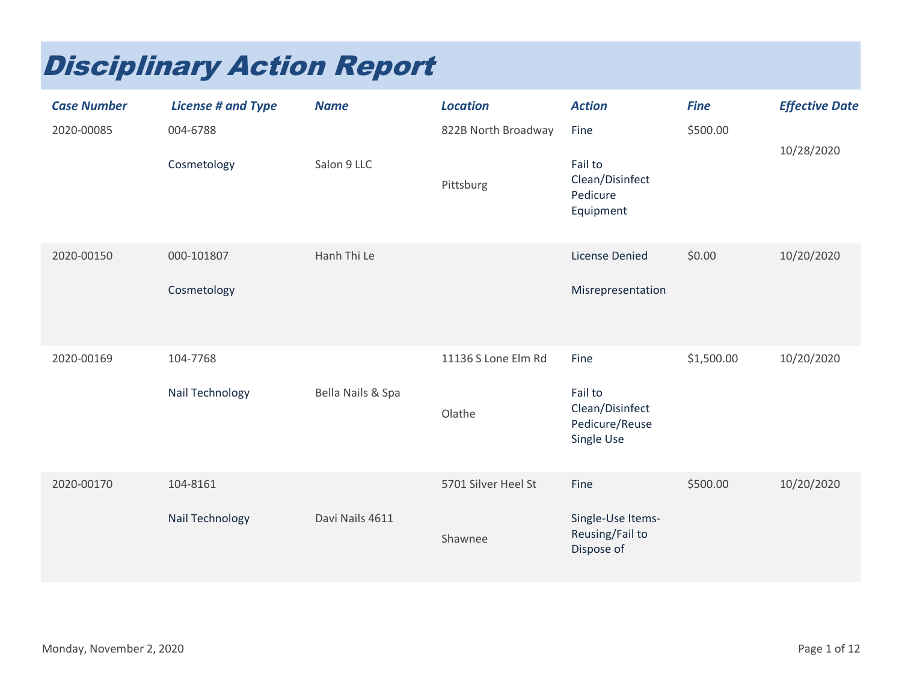# Disciplinary Action Report

| Case Number | License # and Type | Name | Location | Action | Fine | Effective Date |
|---|---|---|---|---|---|---|
| 2020-00085 | 004-6788<br>Cosmetology | Salon 9 LLC | 822B North Broadway<br>Pittsburg | Fine<br>Fail to Clean/Disinfect Pedicure Equipment | $500.00 | 10/28/2020 |
| 2020-00150 | 000-101807<br>Cosmetology | Hanh Thi Le | | License Denied<br>Misrepresentation | $0.00 | 10/20/2020 |
| 2020-00169 | 104-7768<br>Nail Technology | Bella Nails & Spa | 11136 S Lone Elm Rd<br>Olathe | Fine<br>Fail to Clean/Disinfect Pedicure/Reuse Single Use | $1,500.00 | 10/20/2020 |
| 2020-00170 | 104-8161<br>Nail Technology | Davi Nails 4611 | 5701 Silver Heel St<br>Shawnee | Fine<br>Single-Use Items-Reusing/Fail to Dispose of | $500.00 | 10/20/2020 |

Monday, November 2, 2020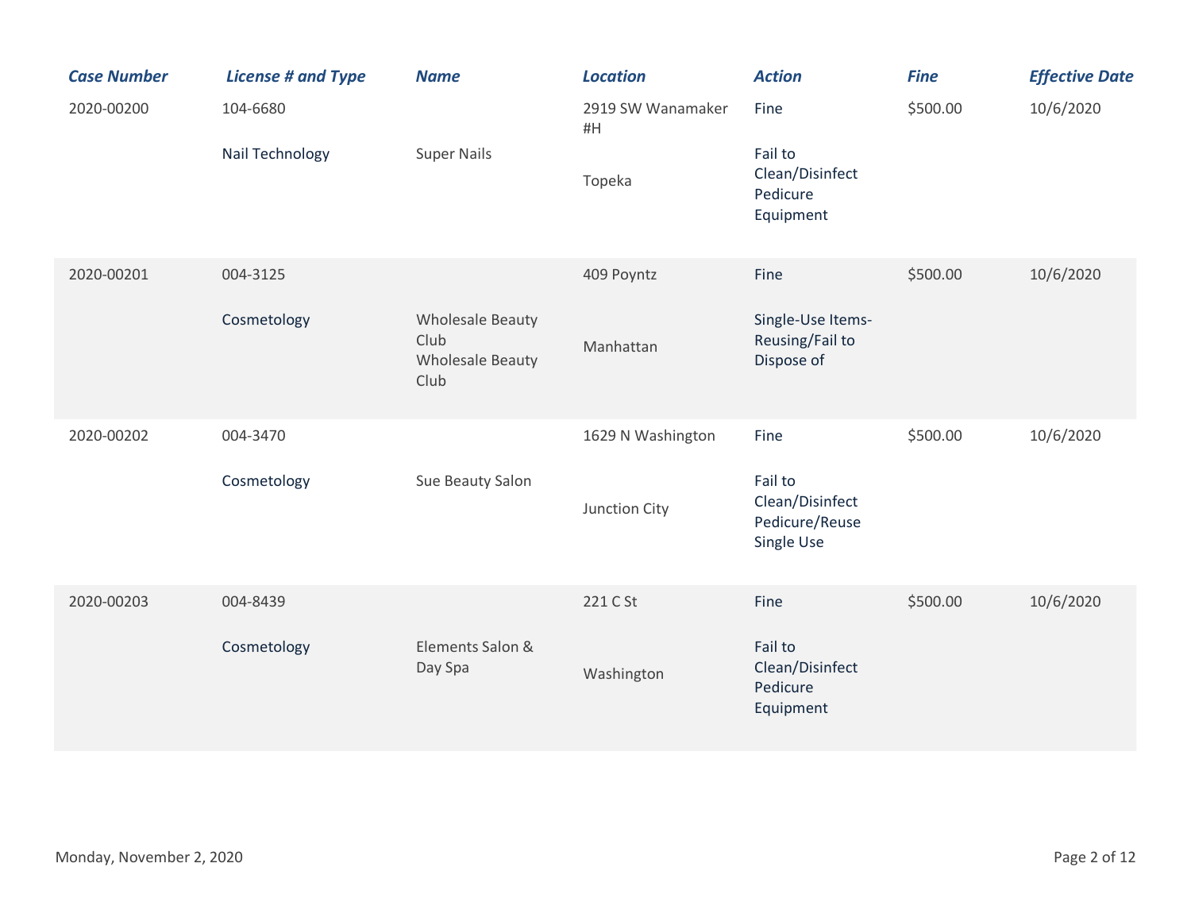| Case Number | License # and Type | Name | Location | Action | Fine | Effective Date |
|---|---|---|---|---|---|---|
| 2020-00200 | 104-6680<br>Nail Technology | Super Nails | 2919 SW Wanamaker #H<br>Topeka | Fine<br>Fail to Clean/Disinfect Pedicure Equipment | $500.00 | 10/6/2020 |
| 2020-00201 | 004-3125<br>Cosmetology | Wholesale Beauty Club<br>Wholesale Beauty Club | 409 Poyntz<br>Manhattan | Fine<br>Single-Use Items-Reusing/Fail to Dispose of | $500.00 | 10/6/2020 |
| 2020-00202 | 004-3470<br>Cosmetology | Sue Beauty Salon | 1629 N Washington<br>Junction City | Fine<br>Fail to Clean/Disinfect Pedicure/Reuse Single Use | $500.00 | 10/6/2020 |
| 2020-00203 | 004-8439<br>Cosmetology | Elements Salon & Day Spa | 221 C St<br>Washington | Fine<br>Fail to Clean/Disinfect Pedicure Equipment | $500.00 | 10/6/2020 |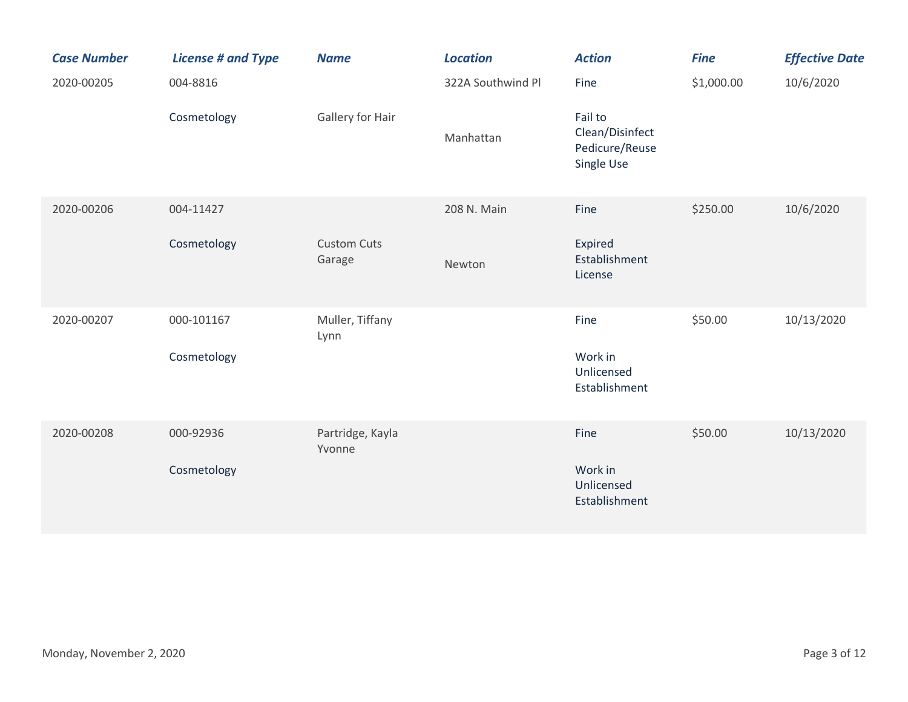| Case Number | License # and Type | Name | Location | Action | Fine | Effective Date |
|---|---|---|---|---|---|---|
| 2020-00205 | 004-8816 Cosmetology | Gallery for Hair | 322A Southwind Pl Manhattan | Fine Fail to Clean/Disinfect Pedicure/Reuse Single Use | $1,000.00 | 10/6/2020 |
| 2020-00206 | 004-11427 Cosmetology | Custom Cuts Garage | 208 N. Main Newton | Fine Expired Establishment License | $250.00 | 10/6/2020 |
| 2020-00207 | 000-101167 Cosmetology | Muller, Tiffany Lynn | | Fine Work in Unlicensed Establishment | $50.00 | 10/13/2020 |
| 2020-00208 | 000-92936 Cosmetology | Partridge, Kayla Yvonne | | Fine Work in Unlicensed Establishment | $50.00 | 10/13/2020 |

Monday, November 2, 2020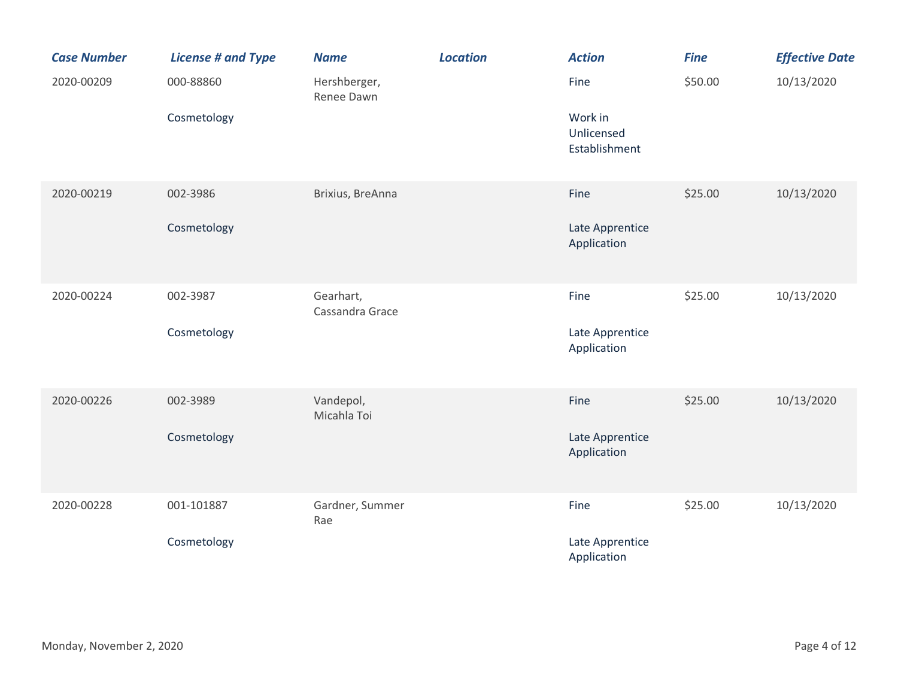| Case Number | License # and Type | Name | Location | Action | Fine | Effective Date |
|---|---|---|---|---|---|---|
| 2020-00209 | 000-88860 Cosmetology | Hershberger, Renee Dawn | | Fine Work in Unlicensed Establishment | $50.00 | 10/13/2020 |
| 2020-00219 | 002-3986 Cosmetology | Brixius, BreAnna | | Fine Late Apprentice Application | $25.00 | 10/13/2020 |
| 2020-00224 | 002-3987 Cosmetology | Gearhart, Cassandra Grace | | Fine Late Apprentice Application | $25.00 | 10/13/2020 |
| 2020-00226 | 002-3989 Cosmetology | Vandepol, Micahla Toi | | Fine Late Apprentice Application | $25.00 | 10/13/2020 |
| 2020-00228 | 001-101887 Cosmetology | Gardner, Summer Rae | | Fine Late Apprentice Application | $25.00 | 10/13/2020 |

Monday, November 2, 2020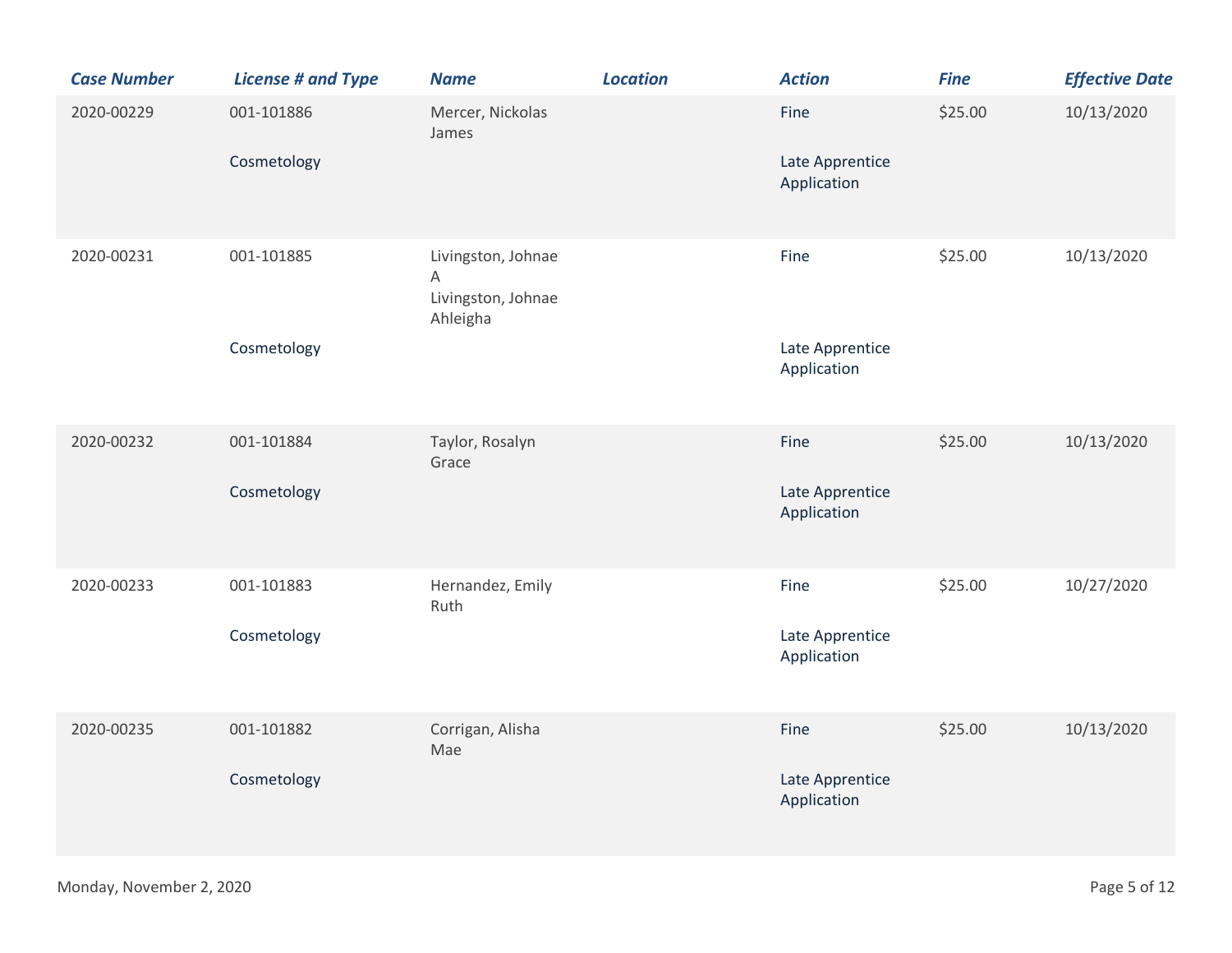| Case Number | License # and Type | Name | Location | Action | Fine | Effective Date |
|---|---|---|---|---|---|---|
| 2020-00229 | 001-101886<br>Cosmetology | Mercer, Nickolas James | | Fine<br>Late Apprentice Application | $25.00 | 10/13/2020 |
| 2020-00231 | 001-101885<br>Cosmetology | Livingston, Johnae A<br>Livingston, Johnae Ahleigha | | Fine<br>Late Apprentice Application | $25.00 | 10/13/2020 |
| 2020-00232 | 001-101884<br>Cosmetology | Taylor, Rosalyn Grace | | Fine<br>Late Apprentice Application | $25.00 | 10/13/2020 |
| 2020-00233 | 001-101883<br>Cosmetology | Hernandez, Emily Ruth | | Fine<br>Late Apprentice Application | $25.00 | 10/27/2020 |
| 2020-00235 | 001-101882<br>Cosmetology | Corrigan, Alisha Mae | | Fine<br>Late Apprentice Application | $25.00 | 10/13/2020 |

Monday, November 2, 2020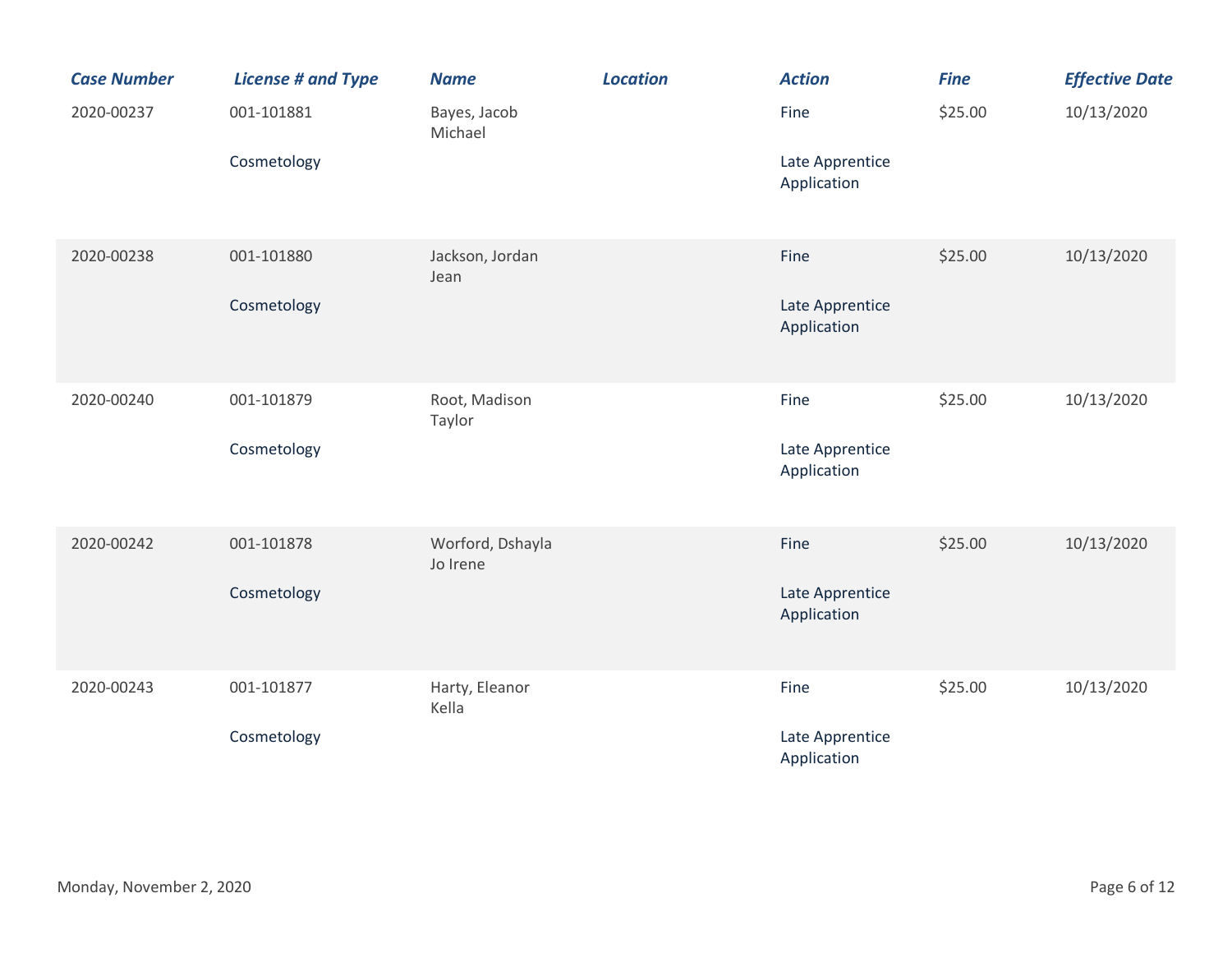| Case Number | License # and Type | Name | Location | Action | Fine | Effective Date |
|---|---|---|---|---|---|---|
| 2020-00237 | 001-101881<br>Cosmetology | Bayes, Jacob Michael | | Fine<br>Late Apprentice Application | $25.00 | 10/13/2020 |
| 2020-00238 | 001-101880<br>Cosmetology | Jackson, Jordan Jean | | Fine<br>Late Apprentice Application | $25.00 | 10/13/2020 |
| 2020-00240 | 001-101879<br>Cosmetology | Root, Madison Taylor | | Fine<br>Late Apprentice Application | $25.00 | 10/13/2020 |
| 2020-00242 | 001-101878<br>Cosmetology | Worford, Dshayla Jo Irene | | Fine<br>Late Apprentice Application | $25.00 | 10/13/2020 |
| 2020-00243 | 001-101877<br>Cosmetology | Harty, Eleanor Kella | | Fine<br>Late Apprentice Application | $25.00 | 10/13/2020 |

Monday, November 2, 2020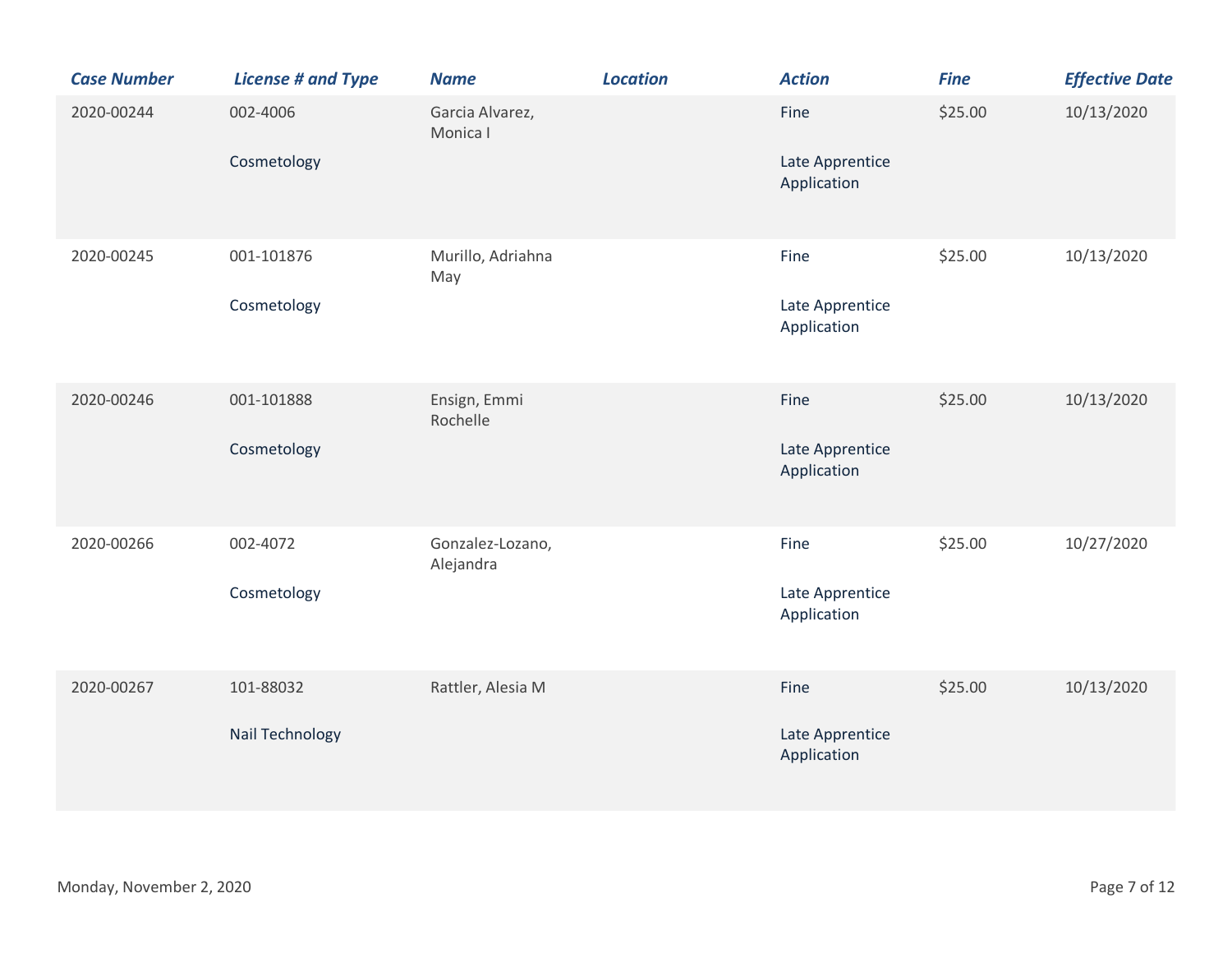| Case Number | License # and Type | Name | Location | Action | Fine | Effective Date |
|---|---|---|---|---|---|---|
| 2020-00244 | 002-4006 Cosmetology | Garcia Alvarez, Monica I | | Fine Late Apprentice Application | $25.00 | 10/13/2020 |
| 2020-00245 | 001-101876 Cosmetology | Murillo, Adriahna May | | Fine Late Apprentice Application | $25.00 | 10/13/2020 |
| 2020-00246 | 001-101888 Cosmetology | Ensign, Emmi Rochelle | | Fine Late Apprentice Application | $25.00 | 10/13/2020 |
| 2020-00266 | 002-4072 Cosmetology | Gonzalez-Lozano, Alejandra | | Fine Late Apprentice Application | $25.00 | 10/27/2020 |
| 2020-00267 | 101-88032 Nail Technology | Rattler, Alesia M | | Fine Late Apprentice Application | $25.00 | 10/13/2020 |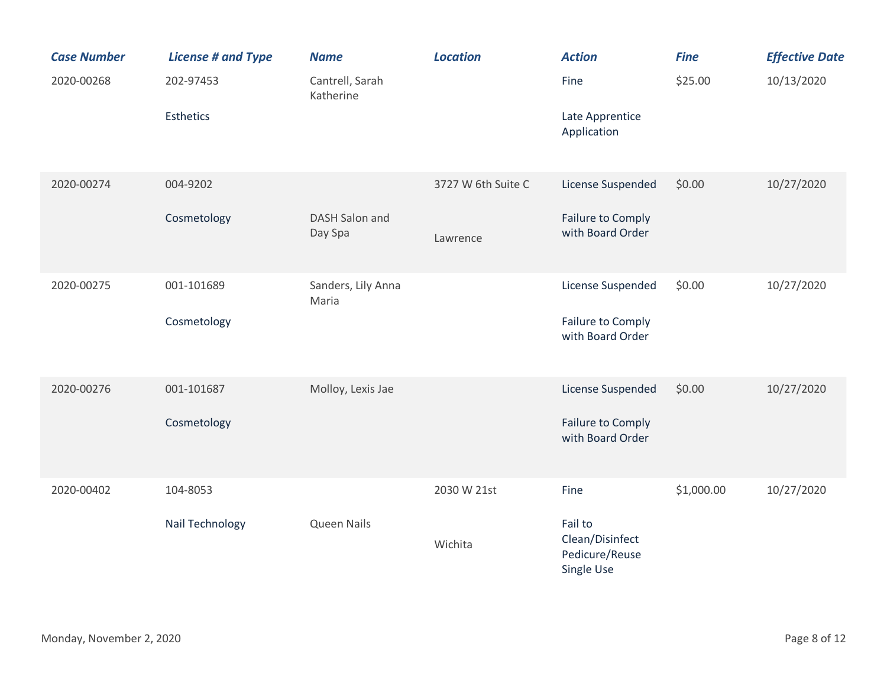| Case Number | License # and Type | Name | Location | Action | Fine | Effective Date |
| --- | --- | --- | --- | --- | --- | --- |
| 2020-00268 | 202-97453<br>Esthetics | Cantrell, Sarah Katherine | | Fine<br>Late Apprentice Application | $25.00 | 10/13/2020 |
| 2020-00274 | 004-9202<br>Cosmetology | DASH Salon and Day Spa | 3727 W 6th Suite C<br>Lawrence | License Suspended<br>Failure to Comply with Board Order | $0.00 | 10/27/2020 |
| 2020-00275 | 001-101689<br>Cosmetology | Sanders, Lily Anna Maria | | License Suspended<br>Failure to Comply with Board Order | $0.00 | 10/27/2020 |
| 2020-00276 | 001-101687<br>Cosmetology | Molloy, Lexis Jae | | License Suspended<br>Failure to Comply with Board Order | $0.00 | 10/27/2020 |
| 2020-00402 | 104-8053<br>Nail Technology | Queen Nails | 2030 W 21st<br>Wichita | Fine<br>Fail to Clean/Disinfect Pedicure/Reuse Single Use | $1,000.00 | 10/27/2020 |

Monday, November 2, 2020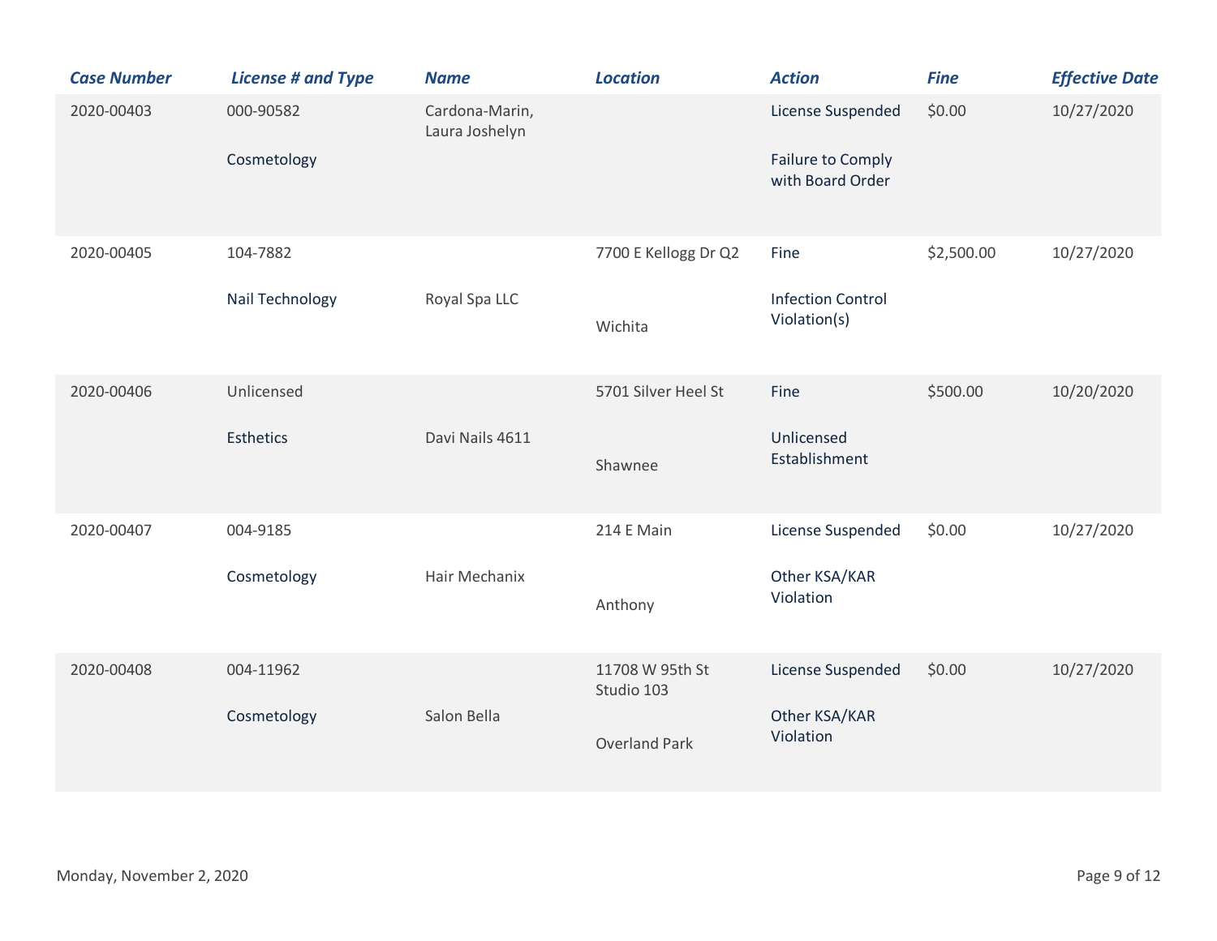| Case Number | License # and Type | Name | Location | Action | Fine | Effective Date |
|---|---|---|---|---|---|---|
| 2020-00403 | 000-90582 Cosmetology | Cardona-Marin, Laura Joshelyn | | License Suspended Failure to Comply with Board Order | $0.00 | 10/27/2020 |
| 2020-00405 | 104-7882 Nail Technology | Royal Spa LLC | 7700 E Kellogg Dr Q2 Wichita | Fine Infection Control Violation(s) | $2,500.00 | 10/27/2020 |
| 2020-00406 | Unlicensed Esthetics | Davi Nails 4611 | 5701 Silver Heel St Shawnee | Fine Unlicensed Establishment | $500.00 | 10/20/2020 |
| 2020-00407 | 004-9185 Cosmetology | Hair Mechanix | 214 E Main Anthony | License Suspended Other KSA/KAR Violation | $0.00 | 10/27/2020 |
| 2020-00408 | 004-11962 Cosmetology | Salon Bella | 11708 W 95th St Studio 103 Overland Park | License Suspended Other KSA/KAR Violation | $0.00 | 10/27/2020 |

Monday, November 2, 2020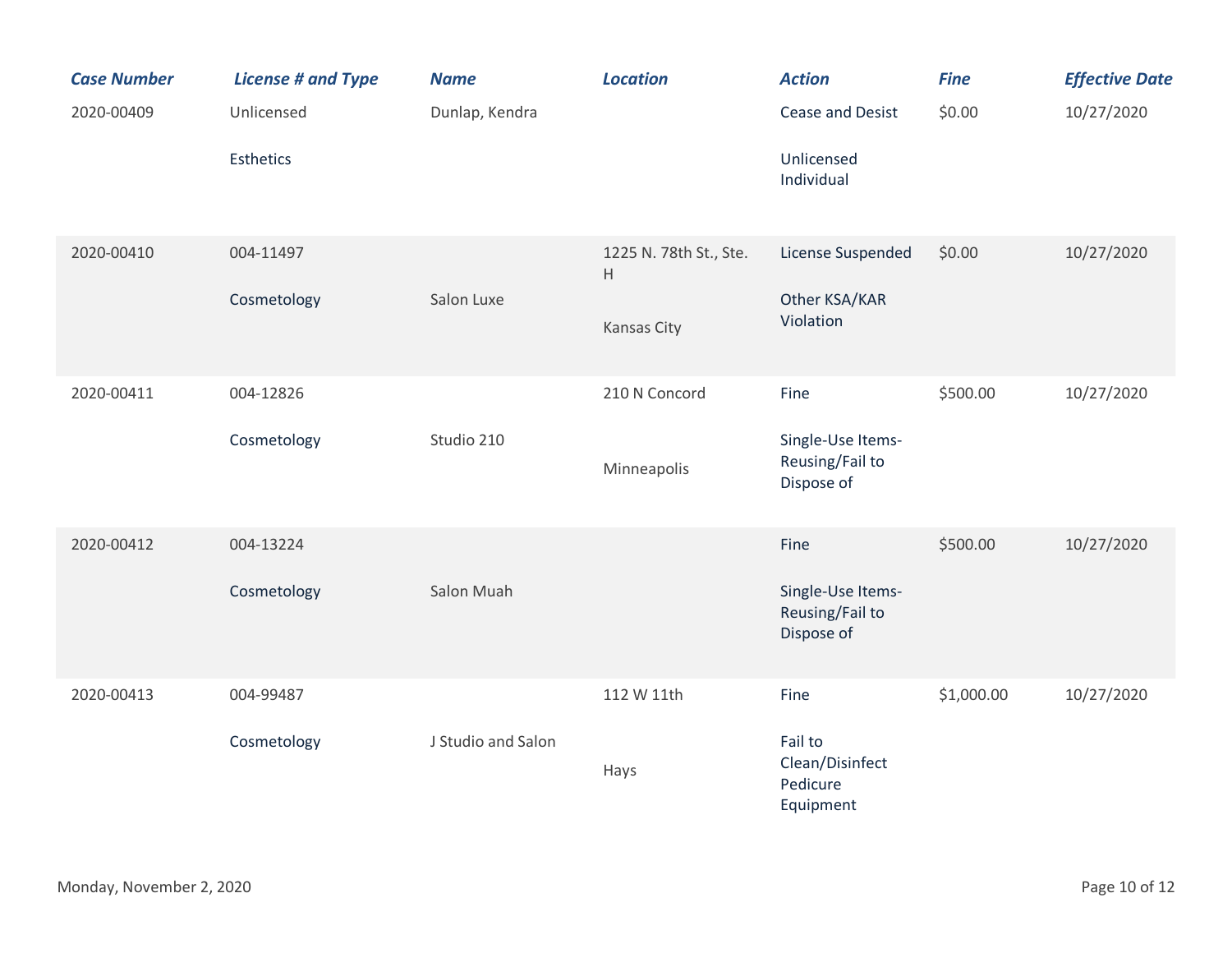| Case Number | License # and Type | Name | Location | Action | Fine | Effective Date |
|---|---|---|---|---|---|---|
| 2020-00409 | Unlicensed<br>Esthetics | Dunlap, Kendra | | Cease and Desist<br>Unlicensed Individual | $0.00 | 10/27/2020 |
| 2020-00410 | 004-11497<br>Cosmetology | Salon Luxe | 1225 N. 78th St., Ste. H<br>Kansas City | License Suspended<br>Other KSA/KAR Violation | $0.00 | 10/27/2020 |
| 2020-00411 | 004-12826<br>Cosmetology | Studio 210 | 210 N Concord<br>Minneapolis | Fine<br>Single-Use Items-Reusing/Fail to Dispose of | $500.00 | 10/27/2020 |
| 2020-00412 | 004-13224<br>Cosmetology | Salon Muah | | Fine<br>Single-Use Items-Reusing/Fail to Dispose of | $500.00 | 10/27/2020 |
| 2020-00413 | 004-99487<br>Cosmetology | J Studio and Salon | 112 W 11th<br>Hays | Fine<br>Fail to Clean/Disinfect Pedicure Equipment | $1,000.00 | 10/27/2020 |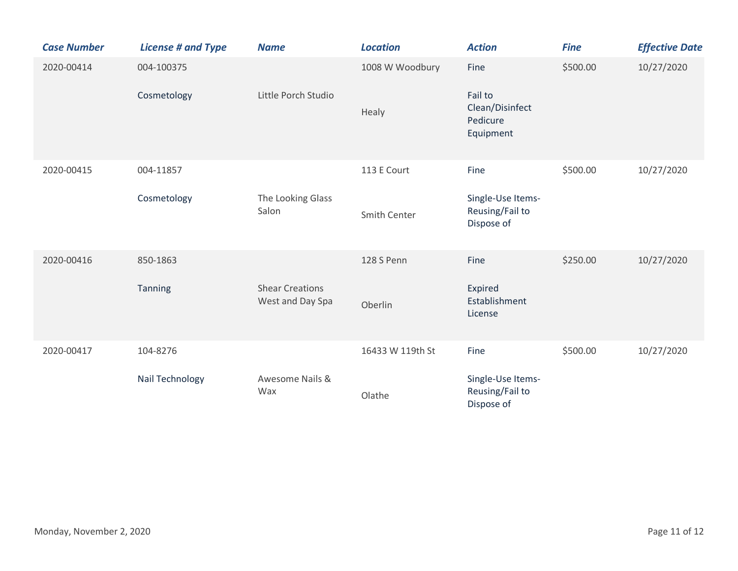| Case Number | License # and Type | Name | Location | Action | Fine | Effective Date |
|---|---|---|---|---|---|---|
| 2020-00414 | 004-100375 Cosmetology | Little Porch Studio | 1008 W Woodbury Healy | Fine Fail to Clean/Disinfect Pedicure Equipment | $500.00 | 10/27/2020 |
| 2020-00415 | 004-11857 Cosmetology | The Looking Glass Salon | 113 E Court Smith Center | Fine Single-Use Items-Reusing/Fail to Dispose of | $500.00 | 10/27/2020 |
| 2020-00416 | 850-1863 Tanning | Shear Creations West and Day Spa | 128 S Penn Oberlin | Fine Expired Establishment License | $250.00 | 10/27/2020 |
| 2020-00417 | 104-8276 Nail Technology | Awesome Nails & Wax | 16433 W 119th St Olathe | Fine Single-Use Items-Reusing/Fail to Dispose of | $500.00 | 10/27/2020 |

Monday, November 2, 2020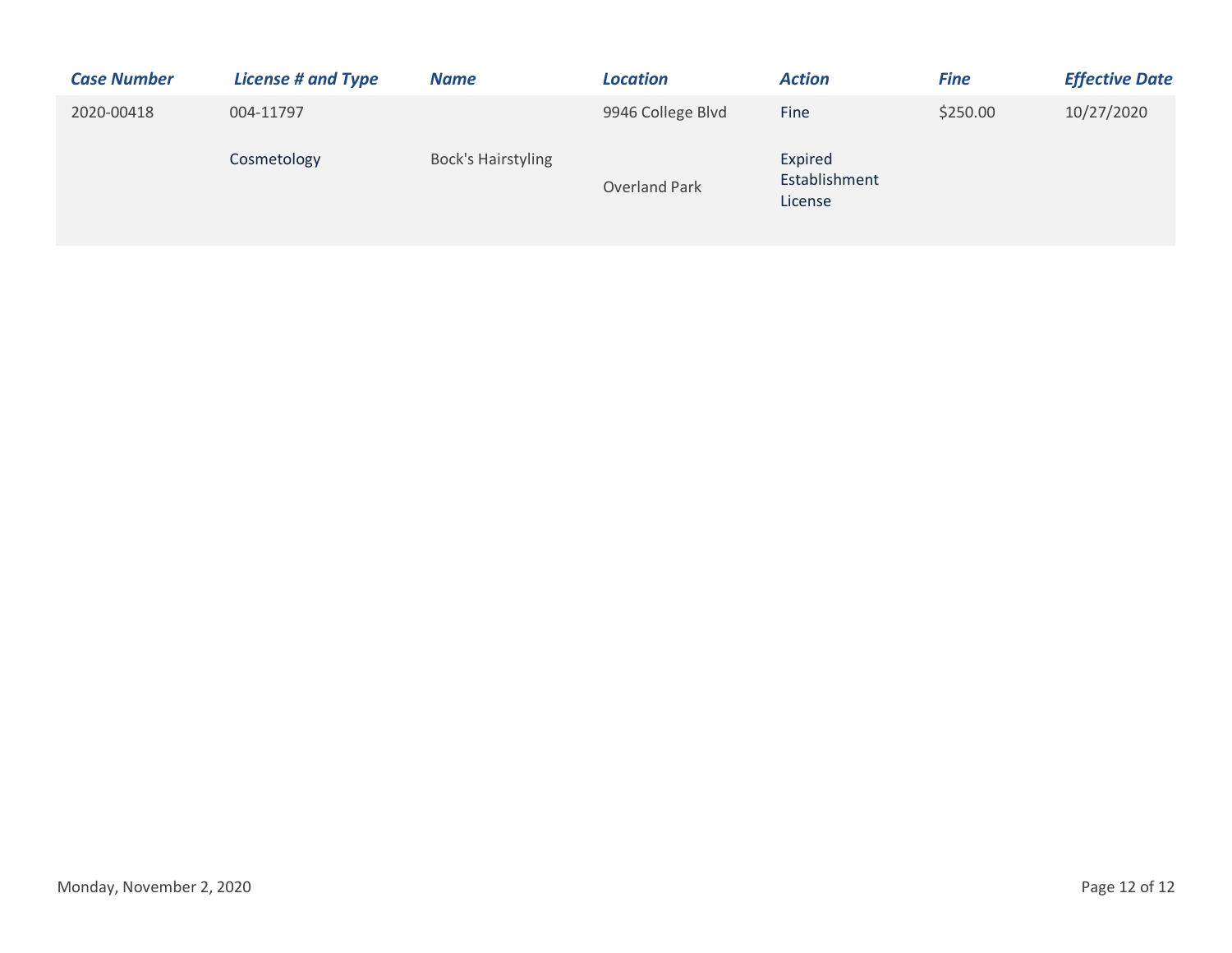| *Case Number* | *License # and Type* | *Name* | *Location* | *Action* | *Fine* | *Effective Date* |
|---|---|---|---|---|---|---|
| 2020-00418 | 004-11797 Cosmetology | Bock's Hairstyling | 9946 College Blvd Overland Park | Fine Expired Establishment License | $250.00 | 10/27/2020 |